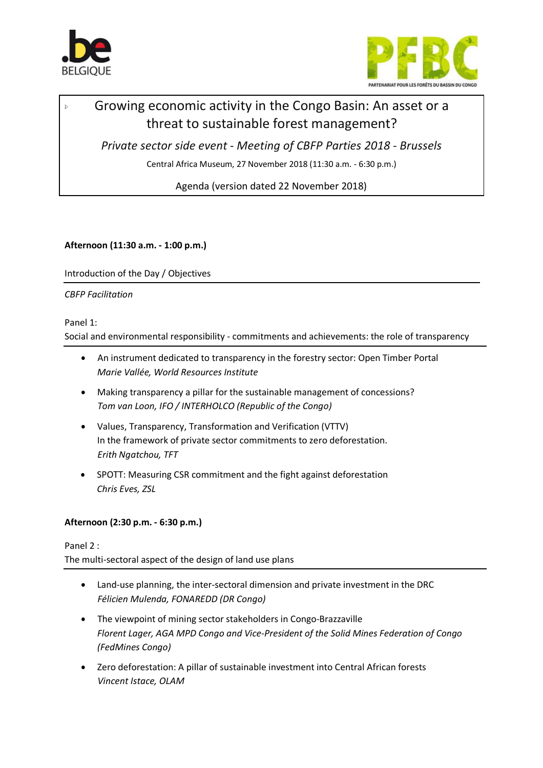# Growing economic activity in the Congo Basin: An asset or a threat to sustainable forest management?

*Private sector side event - Meeting of CBFP Parties 2018 - Brussels*

Central Africa Museum, 27 November 2018 (11:30 a.m. - 6:30 p.m.)

Agenda (version dated 22 November 2018)

**Afternoon (11:30 a.m. - 1:00 p.m.)**

Introduction of the Day / Objectives

*CBFP Facilitation*

Panel 1:
Social and environmental responsibility - commitments and achievements: the role of transparency

- An instrument dedicated to transparency in the forestry sector: Open Timber Portal
  *Marie Vallée, World Resources Institute*
- Making transparency a pillar for the sustainable management of concessions?
  *Tom van Loon, IFO / INTERHOLCO (Republic of the Congo)*
- Values, Transparency, Transformation and Verification (VTTV)
  In the framework of private sector commitments to zero deforestation.
  *Erith Ngatchou, TFT*
- SPOTT: Measuring CSR commitment and the fight against deforestation
  *Chris Eves, ZSL*

**Afternoon (2:30 p.m. - 6:30 p.m.)**

Panel 2 :
The multi-sectoral aspect of the design of land use plans

- Land-use planning, the inter-sectoral dimension and private investment in the DRC
  *Félicien Mulenda, FONAREDD (DR Congo)*
- The viewpoint of mining sector stakeholders in Congo-Brazzaville
  *Florent Lager, AGA MPD Congo and Vice-President of the Solid Mines Federation of Congo (FedMines Congo)*
- Zero deforestation: A pillar of sustainable investment into Central African forests
  *Vincent Istace, OLAM*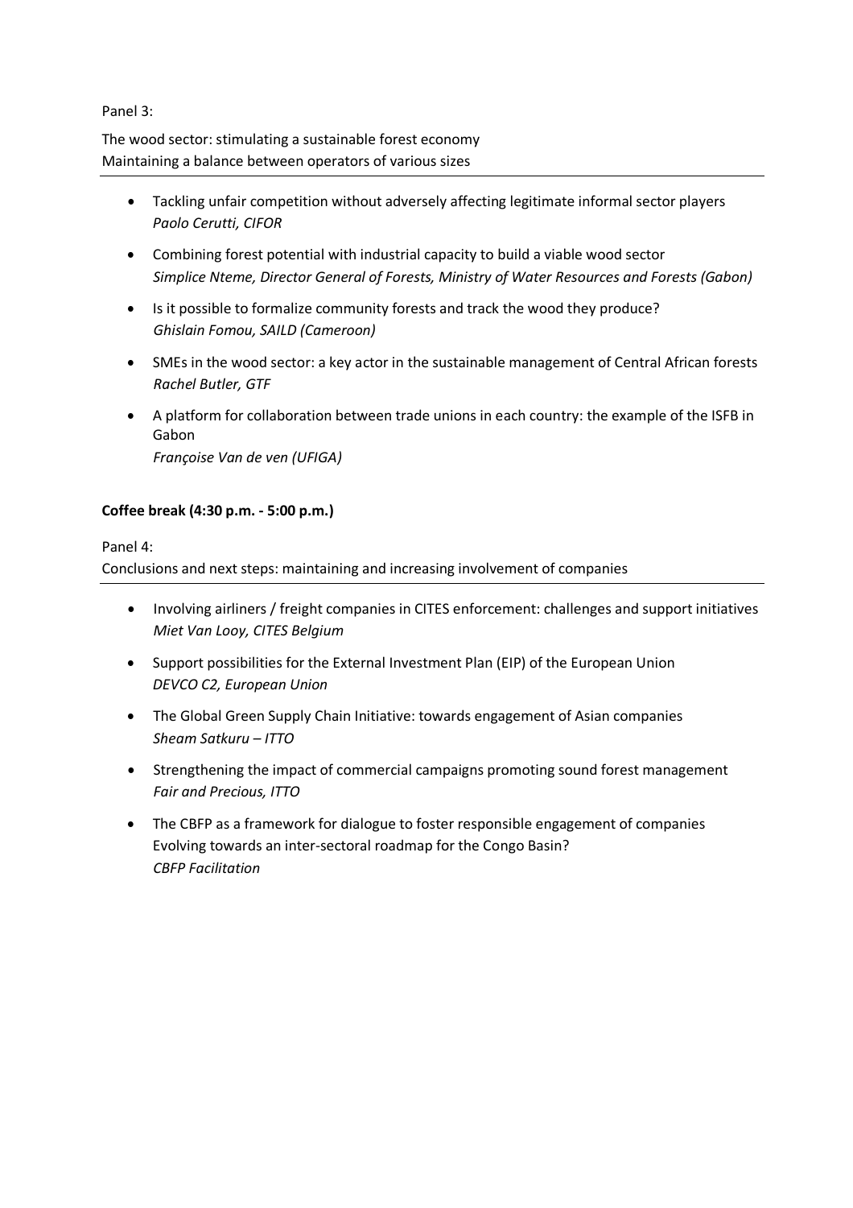Panel 3:

The wood sector: stimulating a sustainable forest economy
Maintaining a balance between operators of various sizes

- Tackling unfair competition without adversely affecting legitimate informal sector players
  *Paolo Cerutti, CIFOR*
- Combining forest potential with industrial capacity to build a viable wood sector
  *Simplice Nteme, Director General of Forests, Ministry of Water Resources and Forests (Gabon)*
- Is it possible to formalize community forests and track the wood they produce?
  *Ghislain Fomou, SAILD (Cameroon)*
- SMEs in the wood sector: a key actor in the sustainable management of Central African forests
  *Rachel Butler, GTF*
- A platform for collaboration between trade unions in each country: the example of the ISFB in Gabon
  *Françoise Van de ven (UFIGA)*

**Coffee break (4:30 p.m. - 5:00 p.m.)**

Panel 4:
Conclusions and next steps: maintaining and increasing involvement of companies

- Involving airliners / freight companies in CITES enforcement: challenges and support initiatives
  *Miet Van Looy, CITES Belgium*
- Support possibilities for the External Investment Plan (EIP) of the European Union
  *DEVCO C2, European Union*
- The Global Green Supply Chain Initiative: towards engagement of Asian companies
  *Sheam Satkuru – ITTO*
- Strengthening the impact of commercial campaigns promoting sound forest management
  *Fair and Precious, ITTO*
- The CBFP as a framework for dialogue to foster responsible engagement of companies
  Evolving towards an inter-sectoral roadmap for the Congo Basin?
  *CBFP Facilitation*